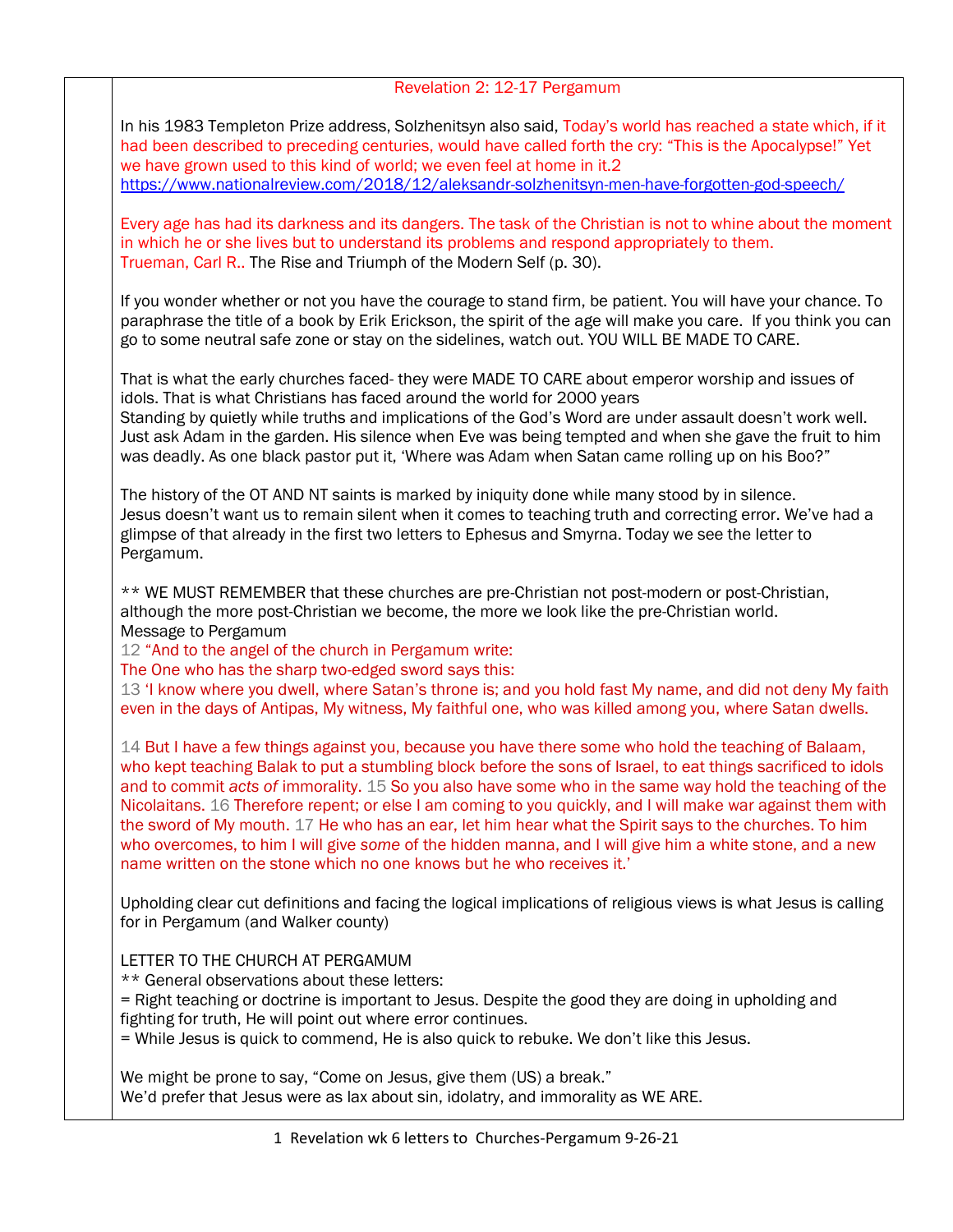## Revelation 2: 12-17 Pergamum

In his 1983 Templeton Prize address, Solzhenitsyn also said, Today's world has reached a state which, if it had been described to preceding centuries, would have called forth the cry: "This is the Apocalypse!" Yet we have grown used to this kind of world; we even feel at home in it.2
https://www.nationalreview.com/2018/12/aleksandr-solzhenitsyn-men-have-forgotten-god-speech/

Every age has had its darkness and its dangers. The task of the Christian is not to whine about the moment in which he or she lives but to understand its problems and respond appropriately to them.
Trueman, Carl R.. The Rise and Triumph of the Modern Self (p. 30).

If you wonder whether or not you have the courage to stand firm, be patient. You will have your chance. To paraphrase the title of a book by Erik Erickson, the spirit of the age will make you care. If you think you can go to some neutral safe zone or stay on the sidelines, watch out. YOU WILL BE MADE TO CARE.

That is what the early churches faced- they were MADE TO CARE about emperor worship and issues of idols. That is what Christians has faced around the world for 2000 years
Standing by quietly while truths and implications of the God's Word are under assault doesn't work well. Just ask Adam in the garden. His silence when Eve was being tempted and when she gave the fruit to him was deadly. As one black pastor put it, 'Where was Adam when Satan came rolling up on his Boo?"

The history of the OT AND NT saints is marked by iniquity done while many stood by in silence.
Jesus doesn't want us to remain silent when it comes to teaching truth and correcting error. We've had a glimpse of that already in the first two letters to Ephesus and Smyrna. Today we see the letter to Pergamum.

** WE MUST REMEMBER that these churches are pre-Christian not post-modern or post-Christian, although the more post-Christian we become, the more we look like the pre-Christian world.
Message to Pergamum
12 "And to the angel of the church in Pergamum write:
The One who has the sharp two-edged sword says this:
13 'I know where you dwell, where Satan's throne is; and you hold fast My name, and did not deny My faith even in the days of Antipas, My witness, My faithful one, who was killed among you, where Satan dwells.

14 But I have a few things against you, because you have there some who hold the teaching of Balaam, who kept teaching Balak to put a stumbling block before the sons of Israel, to eat things sacrificed to idols and to commit *acts of* immorality. 15 So you also have some who in the same way hold the teaching of the Nicolaitans. 16 Therefore repent; or else I am coming to you quickly, and I will make war against them with the sword of My mouth. 17 He who has an ear, let him hear what the Spirit says to the churches. To him who overcomes, to him I will give *some* of the hidden manna, and I will give him a white stone, and a new name written on the stone which no one knows but he who receives it.'

Upholding clear cut definitions and facing the logical implications of religious views is what Jesus is calling for in Pergamum (and Walker county)

LETTER TO THE CHURCH AT PERGAMUM
** General observations about these letters:
= Right teaching or doctrine is important to Jesus. Despite the good they are doing in upholding and fighting for truth, He will point out where error continues.
= While Jesus is quick to commend, He is also quick to rebuke. We don't like this Jesus.

We might be prone to say, "Come on Jesus, give them (US) a break."
We'd prefer that Jesus were as lax about sin, idolatry, and immorality as WE ARE.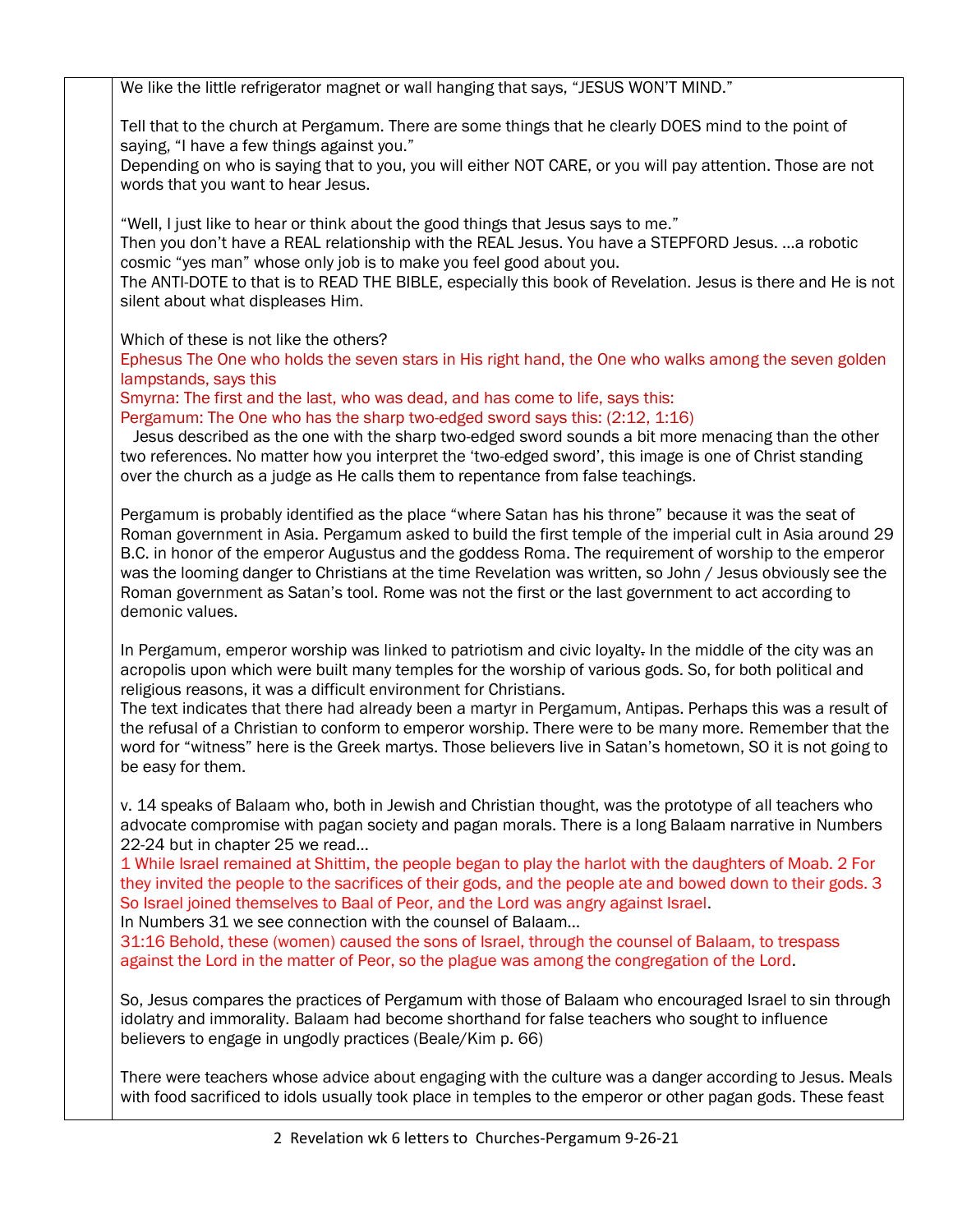We like the little refrigerator magnet or wall hanging that says, "JESUS WON'T MIND."

Tell that to the church at Pergamum. There are some things that he clearly DOES mind to the point of saying, "I have a few things against you."
Depending on who is saying that to you, you will either NOT CARE, or you will pay attention. Those are not words that you want to hear Jesus.

"Well, I just like to hear or think about the good things that Jesus says to me."
Then you don't have a REAL relationship with the REAL Jesus. You have a STEPFORD Jesus. …a robotic cosmic "yes man" whose only job is to make you feel good about you.
The ANTI-DOTE to that is to READ THE BIBLE, especially this book of Revelation. Jesus is there and He is not silent about what displeases Him.

Which of these is not like the others?
Ephesus The One who holds the seven stars in His right hand, the One who walks among the seven golden lampstands, says this
Smyrna: The first and the last, who was dead, and has come to life, says this:
Pergamum: The One who has the sharp two-edged sword says this: (2:12, 1:16)
Jesus described as the one with the sharp two-edged sword sounds a bit more menacing than the other two references. No matter how you interpret the 'two-edged sword', this image is one of Christ standing over the church as a judge as He calls them to repentance from false teachings.

Pergamum is probably identified as the place "where Satan has his throne" because it was the seat of Roman government in Asia. Pergamum asked to build the first temple of the imperial cult in Asia around 29 B.C. in honor of the emperor Augustus and the goddess Roma. The requirement of worship to the emperor was the looming danger to Christians at the time Revelation was written, so John / Jesus obviously see the Roman government as Satan's tool. Rome was not the first or the last government to act according to demonic values.

In Pergamum, emperor worship was linked to patriotism and civic loyalty. In the middle of the city was an acropolis upon which were built many temples for the worship of various gods. So, for both political and religious reasons, it was a difficult environment for Christians.
The text indicates that there had already been a martyr in Pergamum, Antipas. Perhaps this was a result of the refusal of a Christian to conform to emperor worship. There were to be many more. Remember that the word for "witness" here is the Greek martys. Those believers live in Satan's hometown, SO it is not going to be easy for them.

v. 14 speaks of Balaam who, both in Jewish and Christian thought, was the prototype of all teachers who advocate compromise with pagan society and pagan morals. There is a long Balaam narrative in Numbers 22-24 but in chapter 25 we read…
1 While Israel remained at Shittim, the people began to play the harlot with the daughters of Moab. 2 For they invited the people to the sacrifices of their gods, and the people ate and bowed down to their gods. 3 So Israel joined themselves to Baal of Peor, and the Lord was angry against Israel.
In Numbers 31 we see connection with the counsel of Balaam…
31:16 Behold, these (women) caused the sons of Israel, through the counsel of Balaam, to trespass against the Lord in the matter of Peor, so the plague was among the congregation of the Lord.

So, Jesus compares the practices of Pergamum with those of Balaam who encouraged Israel to sin through idolatry and immorality. Balaam had become shorthand for false teachers who sought to influence believers to engage in ungodly practices (Beale/Kim p. 66)

There were teachers whose advice about engaging with the culture was a danger according to Jesus. Meals with food sacrificed to idols usually took place in temples to the emperor or other pagan gods. These feast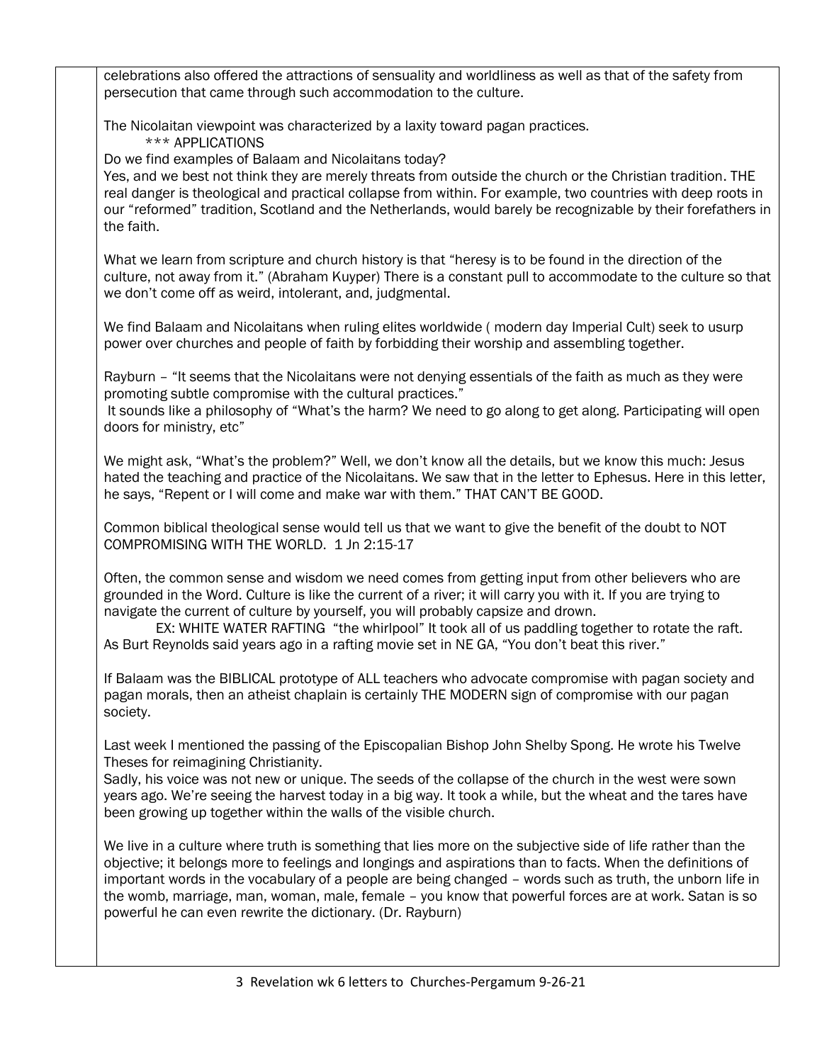celebrations also offered the attractions of sensuality and worldliness as well as that of the safety from persecution that came through such accommodation to the culture.

The Nicolaitan viewpoint was characterized by a laxity toward pagan practices.

*** APPLICATIONS

Do we find examples of Balaam and Nicolaitans today?

Yes, and we best not think they are merely threats from outside the church or the Christian tradition. THE real danger is theological and practical collapse from within. For example, two countries with deep roots in our "reformed" tradition, Scotland and the Netherlands, would barely be recognizable by their forefathers in the faith.

What we learn from scripture and church history is that "heresy is to be found in the direction of the culture, not away from it." (Abraham Kuyper) There is a constant pull to accommodate to the culture so that we don't come off as weird, intolerant, and, judgmental.

We find Balaam and Nicolaitans when ruling elites worldwide ( modern day Imperial Cult) seek to usurp power over churches and people of faith by forbidding their worship and assembling together.

Rayburn – "It seems that the Nicolaitans were not denying essentials of the faith as much as they were promoting subtle compromise with the cultural practices."

It sounds like a philosophy of "What's the harm? We need to go along to get along. Participating will open doors for ministry, etc"

We might ask, "What's the problem?" Well, we don't know all the details, but we know this much: Jesus hated the teaching and practice of the Nicolaitans. We saw that in the letter to Ephesus. Here in this letter, he says, "Repent or I will come and make war with them." THAT CAN'T BE GOOD.

Common biblical theological sense would tell us that we want to give the benefit of the doubt to NOT COMPROMISING WITH THE WORLD. 1 Jn 2:15-17

Often, the common sense and wisdom we need comes from getting input from other believers who are grounded in the Word. Culture is like the current of a river; it will carry you with it. If you are trying to navigate the current of culture by yourself, you will probably capsize and drown.

EX: WHITE WATER RAFTING "the whirlpool" It took all of us paddling together to rotate the raft. As Burt Reynolds said years ago in a rafting movie set in NE GA, "You don't beat this river."

If Balaam was the BIBLICAL prototype of ALL teachers who advocate compromise with pagan society and pagan morals, then an atheist chaplain is certainly THE MODERN sign of compromise with our pagan society.

Last week I mentioned the passing of the Episcopalian Bishop John Shelby Spong. He wrote his Twelve Theses for reimagining Christianity.

Sadly, his voice was not new or unique. The seeds of the collapse of the church in the west were sown years ago. We're seeing the harvest today in a big way. It took a while, but the wheat and the tares have been growing up together within the walls of the visible church.

We live in a culture where truth is something that lies more on the subjective side of life rather than the objective; it belongs more to feelings and longings and aspirations than to facts. When the definitions of important words in the vocabulary of a people are being changed – words such as truth, the unborn life in the womb, marriage, man, woman, male, female – you know that powerful forces are at work. Satan is so powerful he can even rewrite the dictionary. (Dr. Rayburn)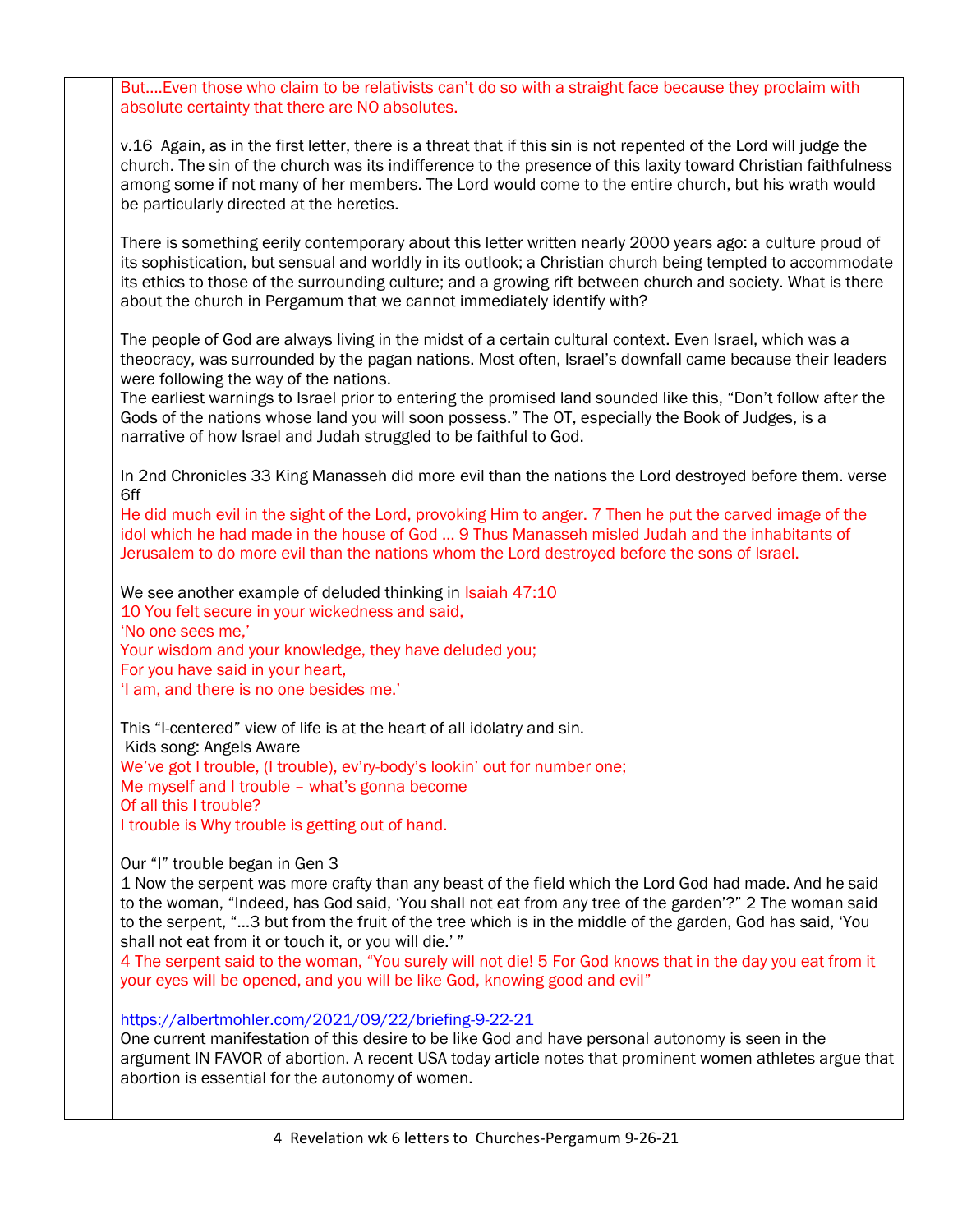But....Even those who claim to be relativists can't do so with a straight face because they proclaim with absolute certainty that there are NO absolutes.

v.16 Again, as in the first letter, there is a threat that if this sin is not repented of the Lord will judge the church. The sin of the church was its indifference to the presence of this laxity toward Christian faithfulness among some if not many of her members. The Lord would come to the entire church, but his wrath would be particularly directed at the heretics.

There is something eerily contemporary about this letter written nearly 2000 years ago: a culture proud of its sophistication, but sensual and worldly in its outlook; a Christian church being tempted to accommodate its ethics to those of the surrounding culture; and a growing rift between church and society. What is there about the church in Pergamum that we cannot immediately identify with?

The people of God are always living in the midst of a certain cultural context. Even Israel, which was a theocracy, was surrounded by the pagan nations. Most often, Israel's downfall came because their leaders were following the way of the nations.
The earliest warnings to Israel prior to entering the promised land sounded like this, "Don't follow after the Gods of the nations whose land you will soon possess." The OT, especially the Book of Judges, is a narrative of how Israel and Judah struggled to be faithful to God.

In 2nd Chronicles 33 King Manasseh did more evil than the nations the Lord destroyed before them. verse 6ff
He did much evil in the sight of the Lord, provoking Him to anger. 7 Then he put the carved image of the idol which he had made in the house of God … 9 Thus Manasseh misled Judah and the inhabitants of Jerusalem to do more evil than the nations whom the Lord destroyed before the sons of Israel.

We see another example of deluded thinking in Isaiah 47:10
10 You felt secure in your wickedness and said,
'No one sees me,'
Your wisdom and your knowledge, they have deluded you;
For you have said in your heart,
'I am, and there is no one besides me.'

This "I-centered" view of life is at the heart of all idolatry and sin.
Kids song: Angels Aware
We've got I trouble, (I trouble), ev'ry-body's lookin' out for number one;
Me myself and I trouble – what's gonna become
Of all this I trouble?
I trouble is Why trouble is getting out of hand.

Our "I" trouble began in Gen 3
1 Now the serpent was more crafty than any beast of the field which the Lord God had made. And he said to the woman, "Indeed, has God said, 'You shall not eat from any tree of the garden'?" 2 The woman said to the serpent, "…3 but from the fruit of the tree which is in the middle of the garden, God has said, 'You shall not eat from it or touch it, or you will die.' "
4 The serpent said to the woman, "You surely will not die! 5 For God knows that in the day you eat from it your eyes will be opened, and you will be like God, knowing good and evil"

https://albertmohler.com/2021/09/22/briefing-9-22-21
One current manifestation of this desire to be like God and have personal autonomy is seen in the argument IN FAVOR of abortion. A recent USA today article notes that prominent women athletes argue that abortion is essential for the autonomy of women.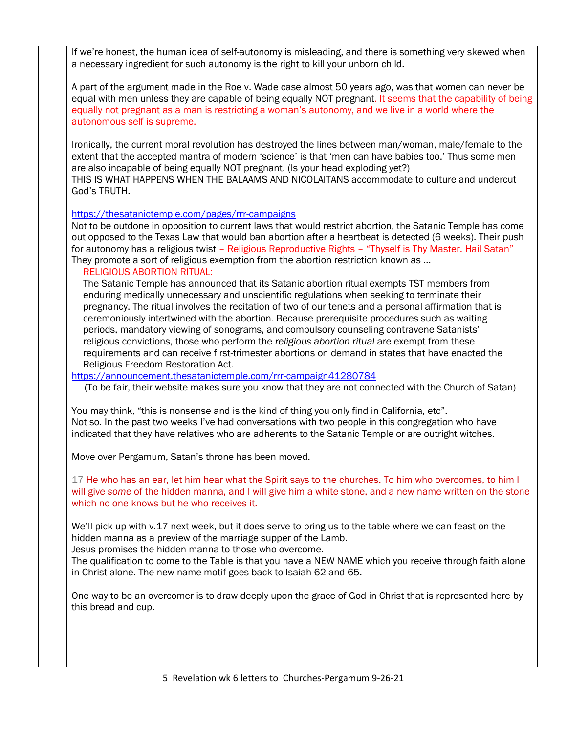If we're honest, the human idea of self-autonomy is misleading, and there is something very skewed when a necessary ingredient for such autonomy is the right to kill your unborn child.

A part of the argument made in the Roe v. Wade case almost 50 years ago, was that women can never be equal with men unless they are capable of being equally NOT pregnant. It seems that the capability of being equally not pregnant as a man is restricting a woman's autonomy, and we live in a world where the autonomous self is supreme.

Ironically, the current moral revolution has destroyed the lines between man/woman, male/female to the extent that the accepted mantra of modern 'science' is that 'men can have babies too.' Thus some men are also incapable of being equally NOT pregnant. (Is your head exploding yet?)
THIS IS WHAT HAPPENS WHEN THE BALAAMS AND NICOLAITANS accommodate to culture and undercut God's TRUTH.

https://thesatanictemple.com/pages/rrr-campaigns
Not to be outdone in opposition to current laws that would restrict abortion, the Satanic Temple has come out opposed to the Texas Law that would ban abortion after a heartbeat is detected (6 weeks). Their push for autonomy has a religious twist – Religious Reproductive Rights – "Thyself is Thy Master. Hail Satan"
They promote a sort of religious exemption from the abortion restriction known as …

> RELIGIOUS ABORTION RITUAL:
> The Satanic Temple has announced that its Satanic abortion ritual exempts TST members from enduring medically unnecessary and unscientific regulations when seeking to terminate their pregnancy. The ritual involves the recitation of two of our tenets and a personal affirmation that is ceremoniously intertwined with the abortion. Because prerequisite procedures such as waiting periods, mandatory viewing of sonograms, and compulsory counseling contravene Satanists' religious convictions, those who perform the *religious abortion ritual* are exempt from these requirements and can receive first-trimester abortions on demand in states that have enacted the Religious Freedom Restoration Act.

https://announcement.thesatanictemple.com/rrr-campaign41280784
(To be fair, their website makes sure you know that they are not connected with the Church of Satan)

You may think, "this is nonsense and is the kind of thing you only find in California, etc".
Not so. In the past two weeks I've had conversations with two people in this congregation who have indicated that they have relatives who are adherents to the Satanic Temple or are outright witches.

Move over Pergamum, Satan's throne has been moved.

17 He who has an ear, let him hear what the Spirit says to the churches. To him who overcomes, to him I will give *some* of the hidden manna, and I will give him a white stone, and a new name written on the stone which no one knows but he who receives it.

We'll pick up with v.17 next week, but it does serve to bring us to the table where we can feast on the hidden manna as a preview of the marriage supper of the Lamb.
Jesus promises the hidden manna to those who overcome.
The qualification to come to the Table is that you have a NEW NAME which you receive through faith alone in Christ alone. The new name motif goes back to Isaiah 62 and 65.

One way to be an overcomer is to draw deeply upon the grace of God in Christ that is represented here by this bread and cup.